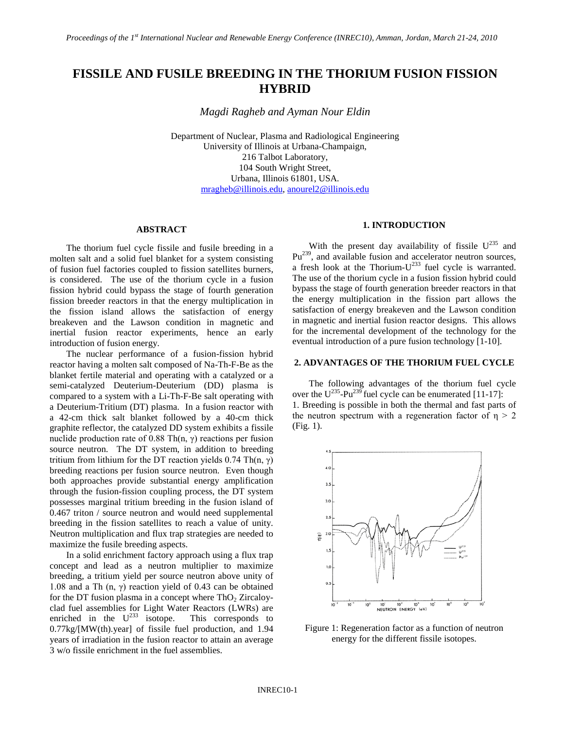# FISSILE AND FUSILE BREEDING IN THE THORIUM FUSION FISSION HYBRID

*Magdi Ragheb and Ayman Nour Eldin*

Department of Nuclear, Plasma and Radiological Engineering
University of Illinois at Urbana-Champaign,
216 Talbot Laboratory,
104 South Wright Street,
Urbana, Illinois 61801, USA.
mragheb@illinois.edu, anourel2@illinois.edu

## ABSTRACT

The thorium fuel cycle fissile and fusile breeding in a molten salt and a solid fuel blanket for a system consisting of fusion fuel factories coupled to fission satellites burners, is considered. The use of the thorium cycle in a fusion fission hybrid could bypass the stage of fourth generation fission breeder reactors in that the energy multiplication in the fission island allows the satisfaction of energy breakeven and the Lawson condition in magnetic and inertial fusion reactor experiments, hence an early introduction of fusion energy.

The nuclear performance of a fusion-fission hybrid reactor having a molten salt composed of Na-Th-F-Be as the blanket fertile material and operating with a catalyzed or a semi-catalyzed Deuterium-Deuterium (DD) plasma is compared to a system with a Li-Th-F-Be salt operating with a Deuterium-Tritium (DT) plasma. In a fusion reactor with a 42-cm thick salt blanket followed by a 40-cm thick graphite reflector, the catalyzed DD system exhibits a fissile nuclide production rate of 0.88 Th(n, $\gamma$) reactions per fusion source neutron. The DT system, in addition to breeding tritium from lithium for the DT reaction yields 0.74 Th(n, $\gamma$) breeding reactions per fusion source neutron. Even though both approaches provide substantial energy amplification through the fusion-fission coupling process, the DT system possesses marginal tritium breeding in the fusion island of 0.467 triton / source neutron and would need supplemental breeding in the fission satellites to reach a value of unity. Neutron multiplication and flux trap strategies are needed to maximize the fusile breeding aspects.

In a solid enrichment factory approach using a flux trap concept and lead as a neutron multiplier to maximize breeding, a tritium yield per source neutron above unity of 1.08 and a Th (n, $\gamma$) reaction yield of 0.43 can be obtained for the DT fusion plasma in a concept where $ThO_2$ Zircaloy-clad fuel assemblies for Light Water Reactors (LWRs) are enriched in the $U^{233}$ isotope. This corresponds to 0.77kg/[MW(th).year] of fissile fuel production, and 1.94 years of irradiation in the fusion reactor to attain an average 3 w/o fissile enrichment in the fuel assemblies.

## 1. INTRODUCTION

With the present day availability of fissile $U^{235}$ and $Pu^{239}$, and available fusion and accelerator neutron sources, a fresh look at the Thorium-$U^{233}$ fuel cycle is warranted. The use of the thorium cycle in a fusion fission hybrid could bypass the stage of fourth generation breeder reactors in that the energy multiplication in the fission part allows the satisfaction of energy breakeven and the Lawson condition in magnetic and inertial fusion reactor designs. This allows for the incremental development of the technology for the eventual introduction of a pure fusion technology [1-10].

## 2. ADVANTAGES OF THE THORIUM FUEL CYCLE

The following advantages of the thorium fuel cycle over the $U^{235}$-$Pu^{239}$ fuel cycle can be enumerated [11-17]:

1. Breeding is possible in both the thermal and fast parts of the neutron spectrum with a regeneration factor of $\eta > 2$ (Fig. 1).

Figure 1: Regeneration factor as a function of neutron energy for the different fissile isotopes.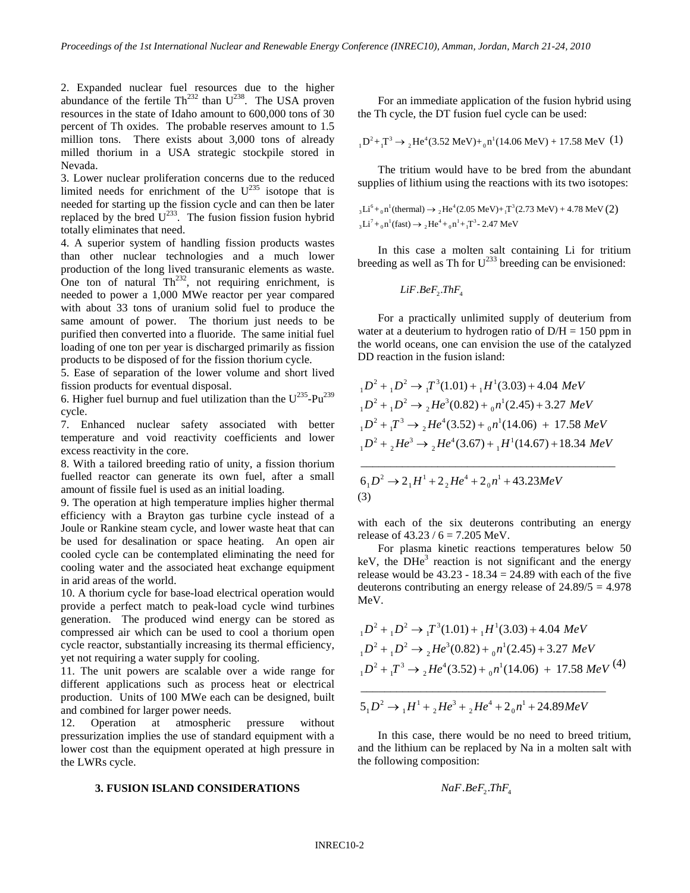2. Expanded nuclear fuel resources due to the higher abundance of the fertile $Th^{232}$ than $U^{238}$. The USA proven resources in the state of Idaho amount to 600,000 tons of 30 percent of Th oxides. The probable reserves amount to 1.5 million tons. There exists about 3,000 tons of already milled thorium in a USA strategic stockpile stored in Nevada.

3. Lower nuclear proliferation concerns due to the reduced limited needs for enrichment of the $U^{235}$ isotope that is needed for starting up the fission cycle and can then be later replaced by the bred $U^{233}$. The fusion fission fusion hybrid totally eliminates that need.

4. A superior system of handling fission products wastes than other nuclear technologies and a much lower production of the long lived transuranic elements as waste. One ton of natural $Th^{232}$, not requiring enrichment, is needed to power a 1,000 MWe reactor per year compared with about 33 tons of uranium solid fuel to produce the same amount of power. The thorium just needs to be purified then converted into a fluoride. The same initial fuel loading of one ton per year is discharged primarily as fission products to be disposed of for the fission thorium cycle.

5. Ease of separation of the lower volume and short lived fission products for eventual disposal.

6. Higher fuel burnup and fuel utilization than the $U^{235}$-$Pu^{239}$ cycle.

7. Enhanced nuclear safety associated with better temperature and void reactivity coefficients and lower excess reactivity in the core.

8. With a tailored breeding ratio of unity, a fission thorium fuelled reactor can generate its own fuel, after a small amount of fissile fuel is used as an initial loading.

9. The operation at high temperature implies higher thermal efficiency with a Brayton gas turbine cycle instead of a Joule or Rankine steam cycle, and lower waste heat that can be used for desalination or space heating. An open air cooled cycle can be contemplated eliminating the need for cooling water and the associated heat exchange equipment in arid areas of the world.

10. A thorium cycle for base-load electrical operation would provide a perfect match to peak-load cycle wind turbines generation. The produced wind energy can be stored as compressed air which can be used to cool a thorium open cycle reactor, substantially increasing its thermal efficiency, yet not requiring a water supply for cooling.

11. The unit powers are scalable over a wide range for different applications such as process heat or electrical production. Units of 100 MWe each can be designed, built and combined for larger power needs.

12. Operation at atmospheric pressure without pressurization implies the use of standard equipment with a lower cost than the equipment operated at high pressure in the LWRs cycle.

## 3. FUSION ISLAND CONSIDERATIONS

For an immediate application of the fusion hybrid using the Th cycle, the DT fusion fuel cycle can be used:

$$ {}_1D^2 + {}_1T^3 \rightarrow {}_2He^4(3.52 \text{ MeV}) + {}_0n^1(14.06 \text{ MeV}) + 17.58 \text{ MeV} \quad (1) $$

The tritium would have to be bred from the abundant supplies of lithium using the reactions with its two isotopes:

$$ \begin{aligned} {}_3Li^6 + {}_0n^1(\text{thermal}) &\rightarrow {}_2He^4(2.05 \text{ MeV}) + {}_1T^3(2.73 \text{ MeV}) + 4.78 \text{ MeV} \\ {}_3Li^7 + {}_0n^1(\text{fast}) &\rightarrow {}_2He^4 + {}_0n^1 + {}_1T^3 - 2.47 \text{ MeV} \end{aligned} \quad (2) $$

In this case a molten salt containing Li for tritium breeding as well as Th for $U^{233}$ breeding can be envisioned:

$$ LiF.BeF_2.ThF_4 $$

For a practically unlimited supply of deuterium from water at a deuterium to hydrogen ratio of D/H = 150 ppm in the world oceans, one can envision the use of the catalyzed DD reaction in the fusion island:

$$ \begin{aligned} {}_1D^2 + {}_1D^2 &\rightarrow {}_1T^3(1.01) + {}_1H^1(3.03) + 4.04 \ MeV \\ {}_1D^2 + {}_1D^2 &\rightarrow {}_2He^3(0.82) + {}_0n^1(2.45) + 3.27 \ MeV \\ {}_1D^2 + {}_1T^3 &\rightarrow {}_2He^4(3.52) + {}_0n^1(14.06) + 17.58 \ MeV \\ {}_1D^2 + {}_2He^3 &\rightarrow {}_2He^4(3.67) + {}_1H^1(14.67) + 18.34 \ MeV \\ \hline 6\,{}_1D^2 &\rightarrow 2\,{}_1H^1 + 2\,{}_2He^4 + 2\,{}_0n^1 + 43.23 MeV \end{aligned} \quad (3) $$

with each of the six deuterons contributing an energy release of 43.23 / 6 = 7.205 MeV.

For plasma kinetic reactions temperatures below 50 keV, the $DHe^3$ reaction is not significant and the energy release would be 43.23 - 18.34 = 24.89 with each of the five deuterons contributing an energy release of 24.89/5 = 4.978 MeV.

$$ \begin{aligned} {}_1D^2 + {}_1D^2 &\rightarrow {}_1T^3(1.01) + {}_1H^1(3.03) + 4.04 \ MeV \\ {}_1D^2 + {}_1D^2 &\rightarrow {}_2He^3(0.82) + {}_0n^1(2.45) + 3.27 \ MeV \\ {}_1D^2 + {}_1T^3 &\rightarrow {}_2He^4(3.52) + {}_0n^1(14.06) + 17.58 \ MeV \\ \hline 5\,{}_1D^2 &\rightarrow {}_1H^1 + {}_2He^3 + {}_2He^4 + 2\,{}_0n^1 + 24.89 MeV \end{aligned} \quad (4) $$

In this case, there would be no need to breed tritium, and the lithium can be replaced by Na in a molten salt with the following composition:

$$ NaF.BeF_2.ThF_4 $$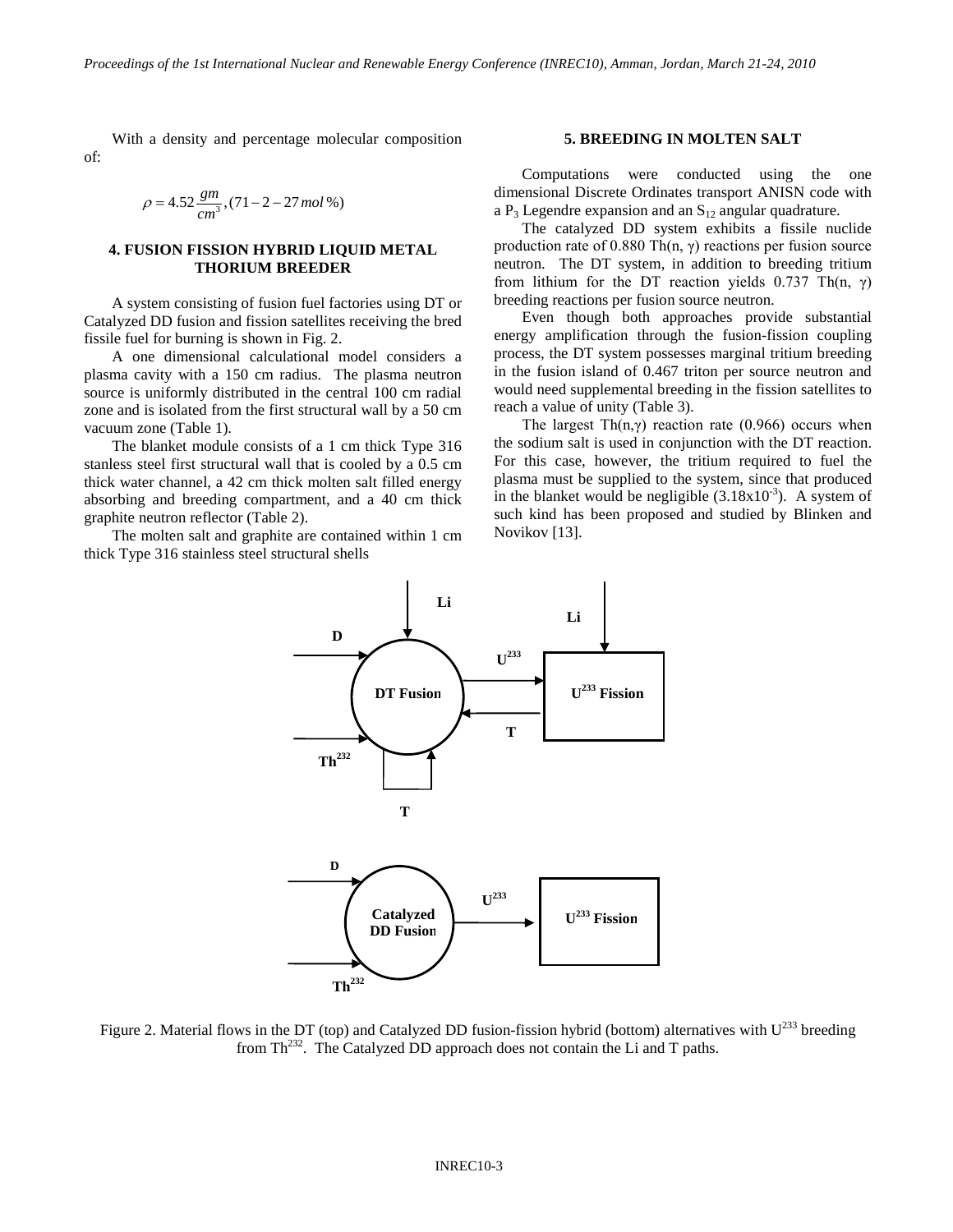With a density and percentage molecular composition of:

$$\rho = 4.52 \frac{gm}{cm^3}, (71-2-27\,mol\,\%)$$

#### 4. FUSION FISSION HYBRID LIQUID METAL THORIUM BREEDER

A system consisting of fusion fuel factories using DT or Catalyzed DD fusion and fission satellites receiving the bred fissile fuel for burning is shown in Fig. 2.

A one dimensional calculational model considers a plasma cavity with a 150 cm radius. The plasma neutron source is uniformly distributed in the central 100 cm radial zone and is isolated from the first structural wall by a 50 cm vacuum zone (Table 1).

The blanket module consists of a 1 cm thick Type 316 stanless steel first structural wall that is cooled by a 0.5 cm thick water channel, a 42 cm thick molten salt filled energy absorbing and breeding compartment, and a 40 cm thick graphite neutron reflector (Table 2).

The molten salt and graphite are contained within 1 cm thick Type 316 stainless steel structural shells

#### 5. BREEDING IN MOLTEN SALT

Computations were conducted using the one dimensional Discrete Ordinates transport ANISN code with a $P_3$ Legendre expansion and an $S_{12}$ angular quadrature.

The catalyzed DD system exhibits a fissile nuclide production rate of 0.880 Th(n, γ) reactions per fusion source neutron. The DT system, in addition to breeding tritium from lithium for the DT reaction yields 0.737 Th(n, γ) breeding reactions per fusion source neutron.

Even though both approaches provide substantial energy amplification through the fusion-fission coupling process, the DT system possesses marginal tritium breeding in the fusion island of 0.467 triton per source neutron and would need supplemental breeding in the fission satellites to reach a value of unity (Table 3).

The largest Th(n,γ) reaction rate (0.966) occurs when the sodium salt is used in conjunction with the DT reaction. For this case, however, the tritium required to fuel the plasma must be supplied to the system, since that produced in the blanket would be negligible ($3.18\text{x}10^{-3}$). A system of such kind has been proposed and studied by Blinken and Novikov [13].

Figure 2. Material flows in the DT (top) and Catalyzed DD fusion-fission hybrid (bottom) alternatives with $U^{233}$ breeding from $Th^{232}$. The Catalyzed DD approach does not contain the Li and T paths.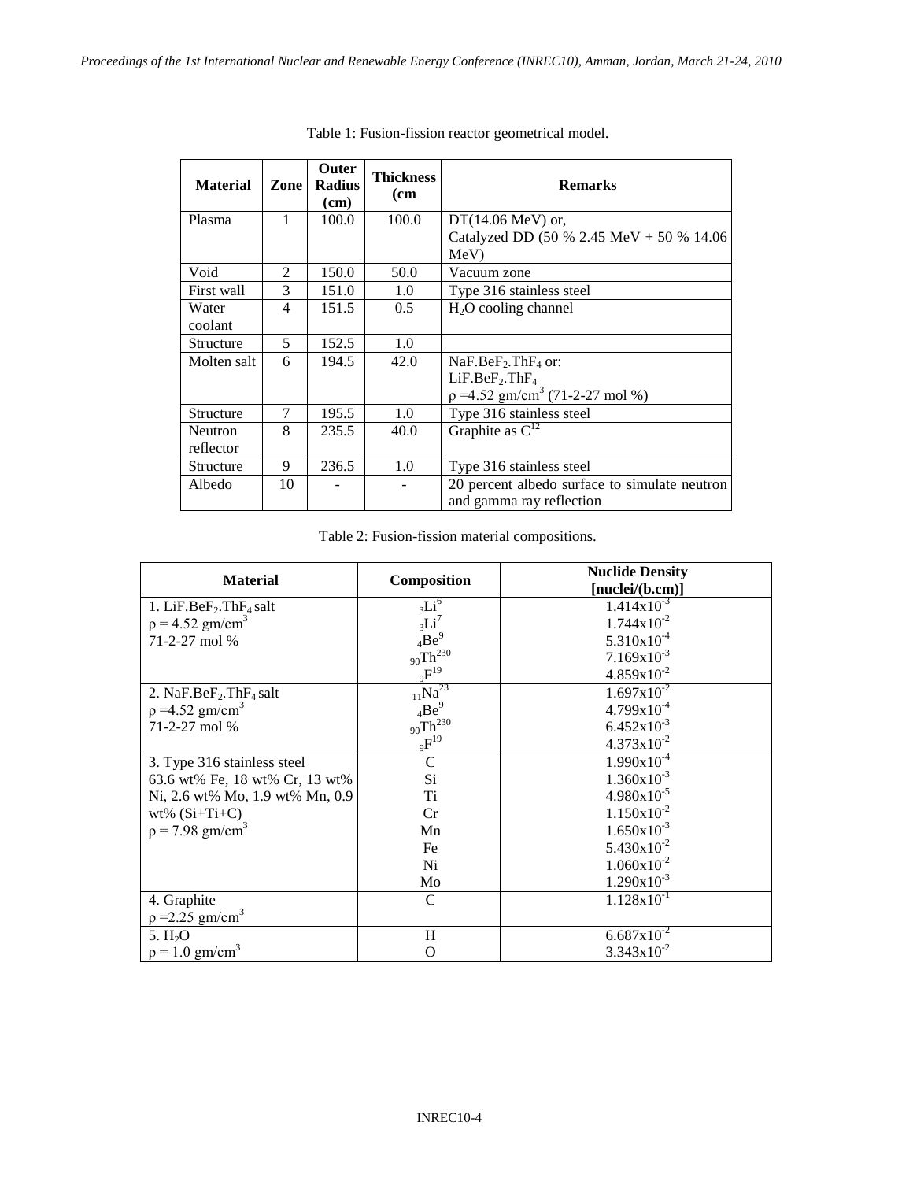Table 1: Fusion-fission reactor geometrical model.

| Material | Zone | Outer Radius (cm) | Thickness (cm | Remarks |
|---|---|---|---|---|
| Plasma | 1 | 100.0 | 100.0 | DT(14.06 MeV) or, Catalyzed DD (50 % 2.45 MeV + 50 % 14.06 MeV) |
| Void | 2 | 150.0 | 50.0 | Vacuum zone |
| First wall | 3 | 151.0 | 1.0 | Type 316 stainless steel |
| Water coolant | 4 | 151.5 | 0.5 | $H_2O$ cooling channel |
| Structure | 5 | 152.5 | 1.0 | |
| Molten salt | 6 | 194.5 | 42.0 | $NaF.BeF_2.ThF_4$ or: $LiF.BeF_2.ThF_4$ $\rho$ =4.52 gm/cm$^3$ (71-2-27 mol %) |
| Structure | 7 | 195.5 | 1.0 | Type 316 stainless steel |
| Neutron reflector | 8 | 235.5 | 40.0 | Graphite as $C^{12}$ |
| Structure | 9 | 236.5 | 1.0 | Type 316 stainless steel |
| Albedo | 10 | - | - | 20 percent albedo surface to simulate neutron and gamma ray reflection |

Table 2: Fusion-fission material compositions.

| Material | Composition | Nuclide Density [nuclei/(b.cm)] |
|---|---|---|
| 1. $LiF.BeF_2.ThF_4$ salt | $_3Li^6$ | $1.414\times10^{-3}$ |
| $\rho$ = 4.52 gm/cm$^3$ | $_3Li^7$ | $1.744\times10^{-2}$ |
| 71-2-27 mol % | $_4Be^9$ | $5.310\times10^{-4}$ |
| | $_{90}Th^{230}$ | $7.169\times10^{-3}$ |
| | $_9F^{19}$ | $4.859\times10^{-2}$ |
| 2. $NaF.BeF_2.ThF_4$ salt | $_{11}Na^{23}$ | $1.697\times10^{-2}$ |
| $\rho$ =4.52 gm/cm$^3$ | $_4Be^9$ | $4.799\times10^{-4}$ |
| 71-2-27 mol % | $_{90}Th^{230}$ | $6.452\times10^{-3}$ |
| | $_9F^{19}$ | $4.373\times10^{-2}$ |
| 3. Type 316 stainless steel | C | $1.990\times10^{-4}$ |
| 63.6 wt% Fe, 18 wt% Cr, 13 wt% | Si | $1.360\times10^{-3}$ |
| Ni, 2.6 wt% Mo, 1.9 wt% Mn, 0.9 | Ti | $4.980\times10^{-5}$ |
| wt% (Si+Ti+C) | Cr | $1.150\times10^{-2}$ |
| $\rho$ = 7.98 gm/cm$^3$ | Mn | $1.650\times10^{-3}$ |
| | Fe | $5.430\times10^{-2}$ |
| | Ni | $1.060\times10^{-2}$ |
| | Mo | $1.290\times10^{-3}$ |
| 4. Graphite | C | $1.128\times10^{-1}$ |
| $\rho$ =2.25 gm/cm$^3$ | | |
| 5. $H_2O$ | H | $6.687\times10^{-2}$ |
| $\rho$ = 1.0 gm/cm$^3$ | O | $3.343\times10^{-2}$ |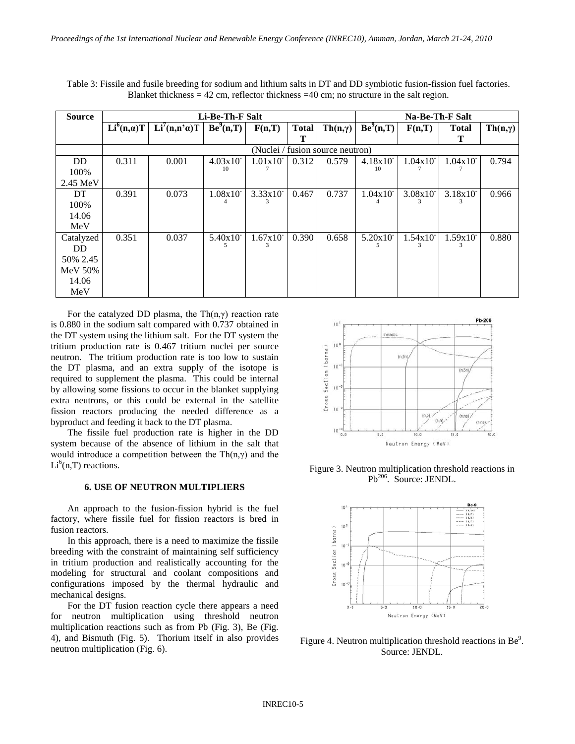Table 3: Fissile and fusile breeding for sodium and lithium salts in DT and DD symbiotic fusion-fission fuel factories. Blanket thickness = 42 cm, reflector thickness =40 cm; no structure in the salt region.

| Source | Li-Be-Th-F Salt | | | | | | Na-Be-Th-F Salt | | | |
|---|---|---|---|---|---|---|---|---|---|---|
| | $Li^6(n,\alpha)T$ | $Li^7(n,n'\alpha)T$ | $Be^9(n,T)$ | F(n,T) | Total T | $Th(n,\gamma)$ | $Be^9(n,T)$ | F(n,T) | Total T | $Th(n,\gamma)$ |
| | (Nuclei / fusion source neutron) | | | | | | | | | |
| DD 100% 2.45 MeV | 0.311 | 0.001 | $4.03x10^{-10}$ | $1.01x10^{-7}$ | 0.312 | 0.579 | $4.18x10^{-10}$ | $1.04x10^{-7}$ | $1.04x10^{-7}$ | 0.794 |
| DT 100% 14.06 MeV | 0.391 | 0.073 | $1.08x10^{-4}$ | $3.33x10^{-3}$ | 0.467 | 0.737 | $1.04x10^{-4}$ | $3.08x10^{-3}$ | $3.18x10^{-3}$ | 0.966 |
| Catalyzed DD 50% 2.45 MeV 50% 14.06 MeV | 0.351 | 0.037 | $5.40x10^{-5}$ | $1.67x10^{-3}$ | 0.390 | 0.658 | $5.20x10^{-5}$ | $1.54x10^{-3}$ | $1.59x10^{-3}$ | 0.880 |

For the catalyzed DD plasma, the $Th(n,\gamma)$ reaction rate is 0.880 in the sodium salt compared with 0.737 obtained in the DT system using the lithium salt. For the DT system the tritium production rate is 0.467 tritium nuclei per source neutron. The tritium production rate is too low to sustain the DT plasma, and an extra supply of the isotope is required to supplement the plasma. This could be internal by allowing some fissions to occur in the blanket supplying extra neutrons, or this could be external in the satellite fission reactors producing the needed difference as a byproduct and feeding it back to the DT plasma.

The fissile fuel production rate is higher in the DD system because of the absence of lithium in the salt that would introduce a competition between the $Th(n,\gamma)$ and the $Li^6(n,T)$ reactions.

### 6. USE OF NEUTRON MULTIPLIERS

An approach to the fusion-fission hybrid is the fuel factory, where fissile fuel for fission reactors is bred in fusion reactors.

In this approach, there is a need to maximize the fissile breeding with the constraint of maintaining self sufficiency in tritium production and realistically accounting for the modeling for structural and coolant compositions and configurations imposed by the thermal hydraulic and mechanical designs.

For the DT fusion reaction cycle there appears a need for neutron multiplication using threshold neutron multiplication reactions such as from Pb (Fig. 3), Be (Fig. 4), and Bismuth (Fig. 5). Thorium itself in also provides neutron multiplication (Fig. 6).

Figure 3. Neutron multiplication threshold reactions in $Pb^{206}$. Source: JENDL.

Figure 4. Neutron multiplication threshold reactions in $Be^9$. Source: JENDL.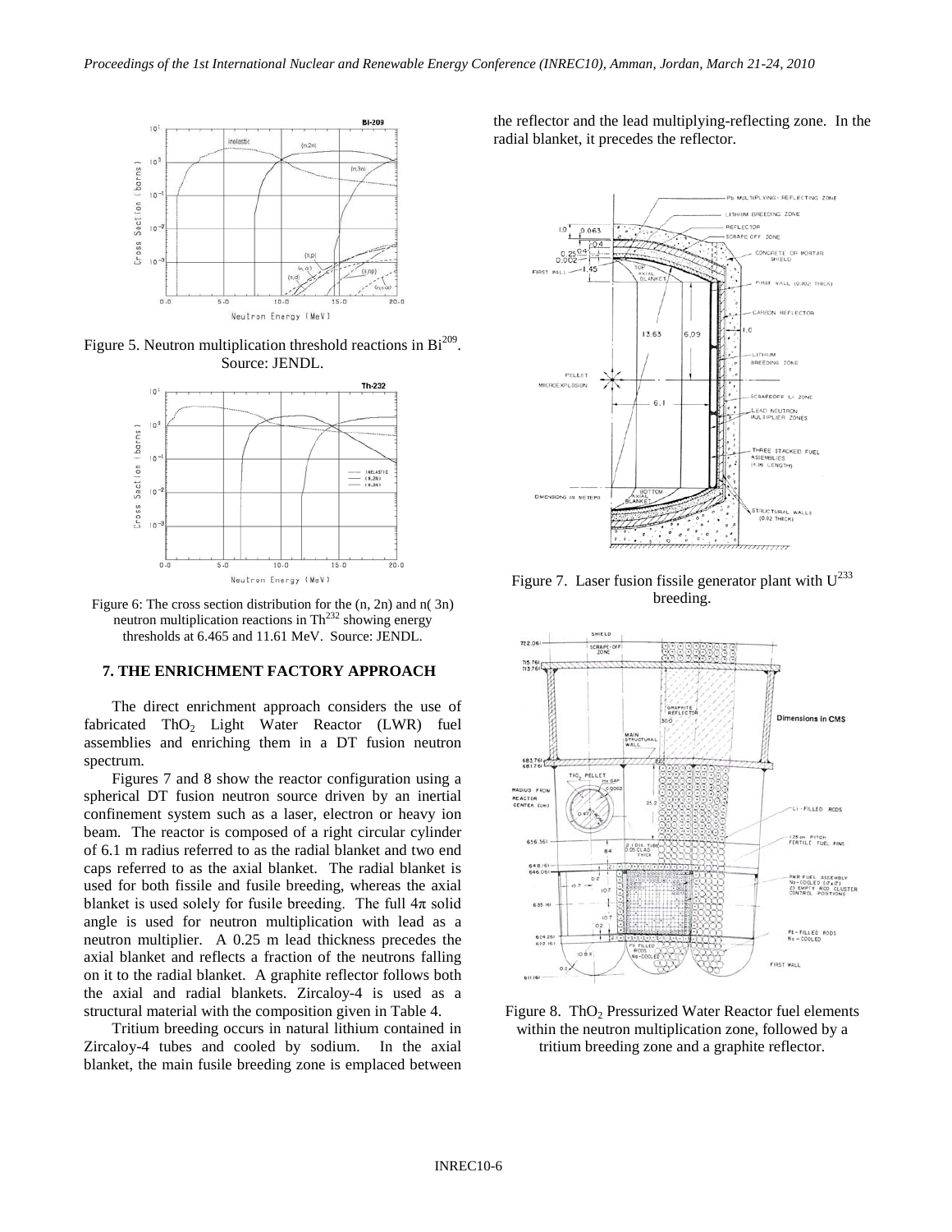Figure 5. Neutron multiplication threshold reactions in $Bi^{209}$. Source: JENDL.

Figure 6: The cross section distribution for the (n, 2n) and n( 3n) neutron multiplication reactions in $Th^{232}$ showing energy thresholds at 6.465 and 11.61 MeV. Source: JENDL.

## 7. THE ENRICHMENT FACTORY APPROACH

The direct enrichment approach considers the use of fabricated $ThO_2$ Light Water Reactor (LWR) fuel assemblies and enriching them in a DT fusion neutron spectrum.

Figures 7 and 8 show the reactor configuration using a spherical DT fusion neutron source driven by an inertial confinement system such as a laser, electron or heavy ion beam. The reactor is composed of a right circular cylinder of 6.1 m radius referred to as the radial blanket and two end caps referred to as the axial blanket. The radial blanket is used for both fissile and fusile breeding, whereas the axial blanket is used solely for fusile breeding. The full $4\pi$ solid angle is used for neutron multiplication with lead as a neutron multiplier. A 0.25 m lead thickness precedes the axial blanket and reflects a fraction of the neutrons falling on it to the radial blanket. A graphite reflector follows both the axial and radial blankets. Zircaloy-4 is used as a structural material with the composition given in Table 4.

Tritium breeding occurs in natural lithium contained in Zircaloy-4 tubes and cooled by sodium. In the axial blanket, the main fusile breeding zone is emplaced between the reflector and the lead multiplying-reflecting zone. In the radial blanket, it precedes the reflector.

Figure 7. Laser fusion fissile generator plant with $U^{233}$ breeding.

Figure 8. $ThO_2$ Pressurized Water Reactor fuel elements within the neutron multiplication zone, followed by a tritium breeding zone and a graphite reflector.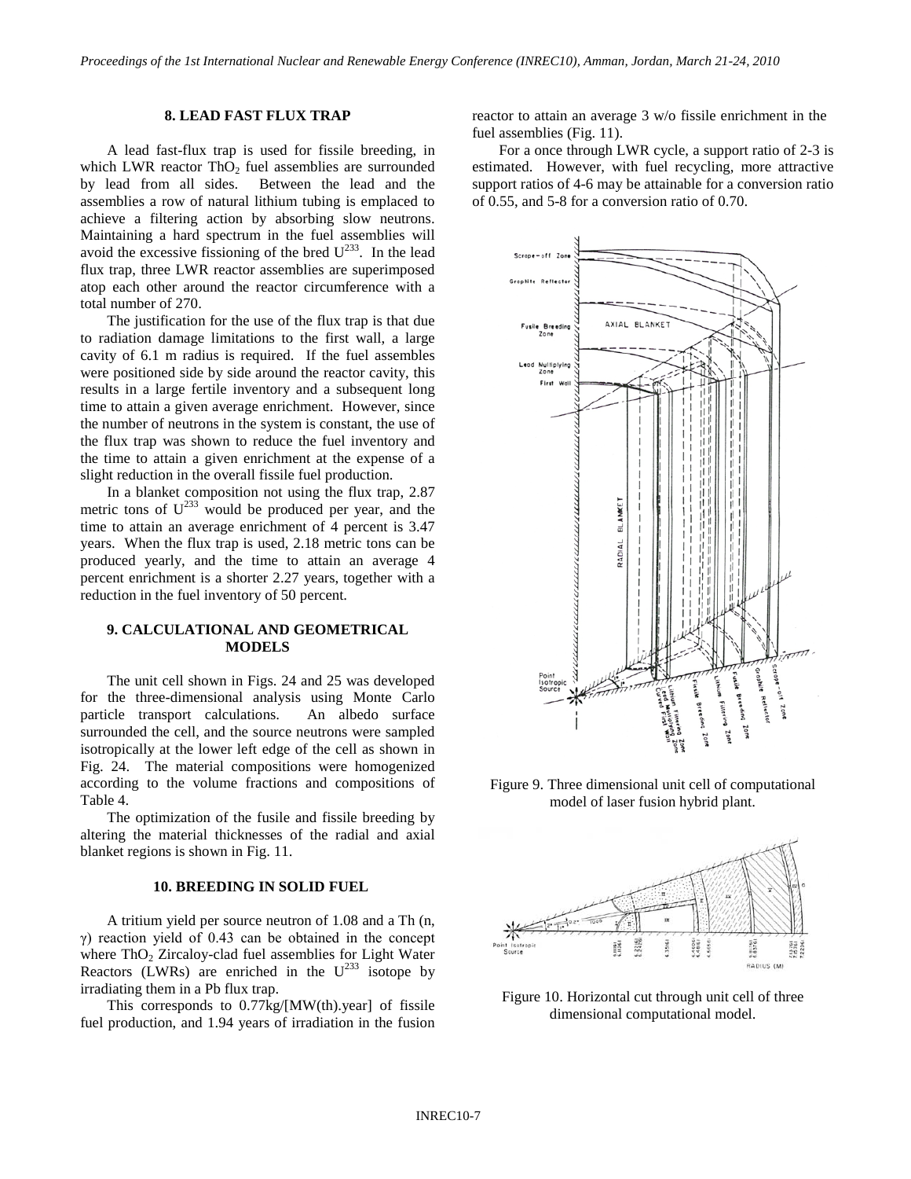## 8. LEAD FAST FLUX TRAP

A lead fast-flux trap is used for fissile breeding, in which LWR reactor $ThO_2$ fuel assemblies are surrounded by lead from all sides. Between the lead and the assemblies a row of natural lithium tubing is emplaced to achieve a filtering action by absorbing slow neutrons. Maintaining a hard spectrum in the fuel assemblies will avoid the excessive fissioning of the bred $U^{233}$. In the lead flux trap, three LWR reactor assemblies are superimposed atop each other around the reactor circumference with a total number of 270.

The justification for the use of the flux trap is that due to radiation damage limitations to the first wall, a large cavity of 6.1 m radius is required. If the fuel assembles were positioned side by side around the reactor cavity, this results in a large fertile inventory and a subsequent long time to attain a given average enrichment. However, since the number of neutrons in the system is constant, the use of the flux trap was shown to reduce the fuel inventory and the time to attain a given enrichment at the expense of a slight reduction in the overall fissile fuel production.

In a blanket composition not using the flux trap, 2.87 metric tons of $U^{233}$ would be produced per year, and the time to attain an average enrichment of 4 percent is 3.47 years. When the flux trap is used, 2.18 metric tons can be produced yearly, and the time to attain an average 4 percent enrichment is a shorter 2.27 years, together with a reduction in the fuel inventory of 50 percent.

## 9. CALCULATIONAL AND GEOMETRICAL MODELS

The unit cell shown in Figs. 24 and 25 was developed for the three-dimensional analysis using Monte Carlo particle transport calculations. An albedo surface surrounded the cell, and the source neutrons were sampled isotropically at the lower left edge of the cell as shown in Fig. 24. The material compositions were homogenized according to the volume fractions and compositions of Table 4.

The optimization of the fusile and fissile breeding by altering the material thicknesses of the radial and axial blanket regions is shown in Fig. 11.

## 10. BREEDING IN SOLID FUEL

A tritium yield per source neutron of 1.08 and a Th (n, $\gamma$) reaction yield of 0.43 can be obtained in the concept where $ThO_2$ Zircaloy-clad fuel assemblies for Light Water Reactors (LWRs) are enriched in the $U^{233}$ isotope by irradiating them in a Pb flux trap.

This corresponds to 0.77kg/[MW(th).year] of fissile fuel production, and 1.94 years of irradiation in the fusion reactor to attain an average 3 w/o fissile enrichment in the fuel assemblies (Fig. 11).

For a once through LWR cycle, a support ratio of 2-3 is estimated. However, with fuel recycling, more attractive support ratios of 4-6 may be attainable for a conversion ratio of 0.55, and 5-8 for a conversion ratio of 0.70.

Figure 9. Three dimensional unit cell of computational model of laser fusion hybrid plant.

Figure 10. Horizontal cut through unit cell of three dimensional computational model.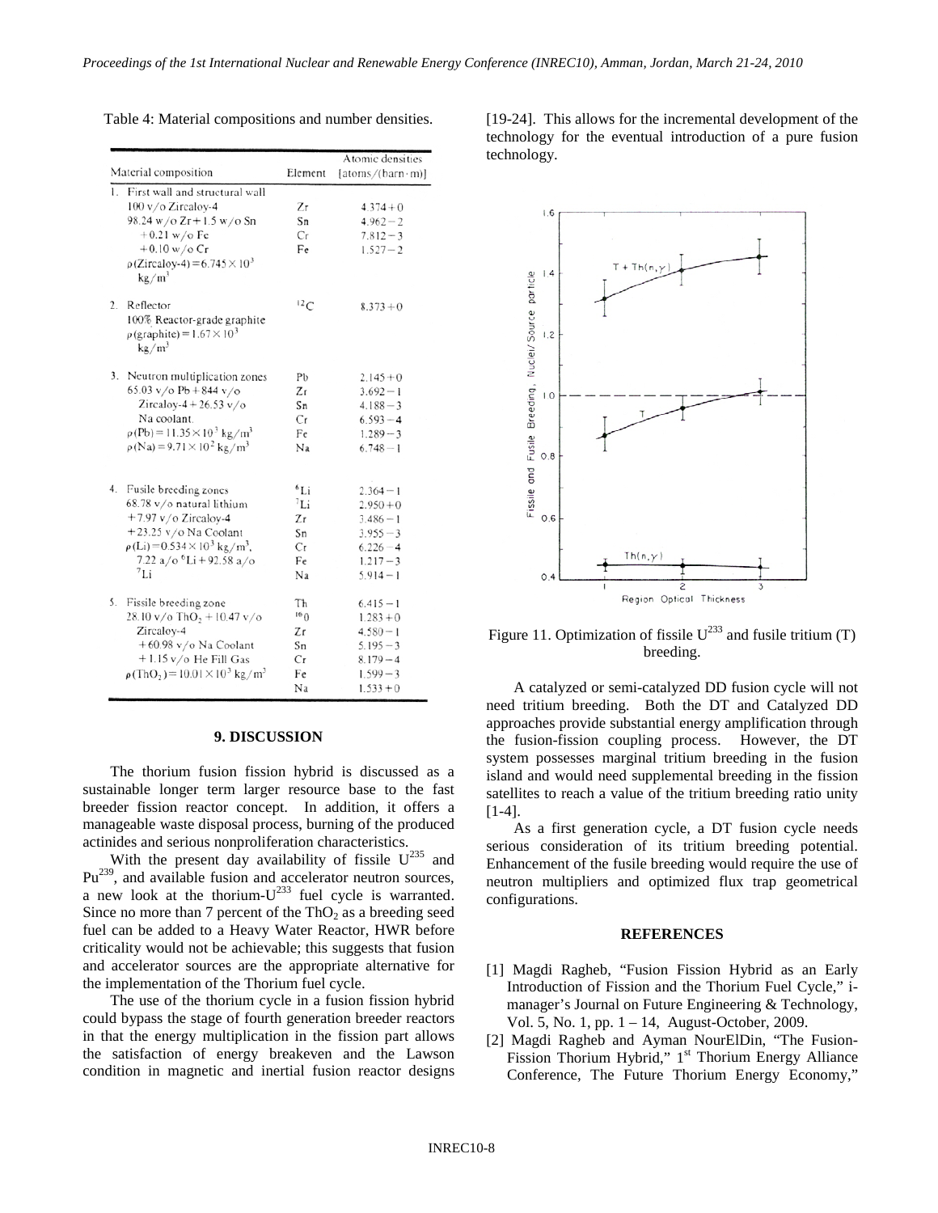Table 4: Material compositions and number densities.

| Material composition | Element | Atomic densities [atoms/(barn·m)] |
|---|---|---|
| 1. First wall and structural wall | | |
| 100 v/o Zircaloy-4 | Zr | 4.374+0 |
| 98.24 w/o Zr + 1.5 w/o Sn | Sn | 4.962−2 |
| +0.21 w/o Fe | Cr | 7.812−3 |
| +0.10 w/o Cr | Fe | 1.527−2 |
| ρ(Zircaloy-4) = $6.745 \times 10^3$ kg/m$^3$ | | |
| 2. Reflector | $^{12}$C | 8.373+0 |
| 100% Reactor-grade graphite | | |
| ρ(graphite) = $1.67 \times 10^3$ kg/m$^3$ | | |
| 3. Neutron multiplication zones | Pb | 2.145+0 |
| 65.03 v/o Pb + 8.44 v/o | Zr | 3.692−1 |
| Zircaloy-4 + 26.53 v/o | Sn | 4.188−3 |
| Na coolant. | Cr | 6.593−4 |
| ρ(Pb) = $11.35 \times 10^3$ kg/m$^3$ | Fe | 1.289−3 |
| ρ(Na) = $9.71 \times 10^2$ kg/m$^3$ | Na | 6.748−1 |
| 4. Fusile breeding zones | $^6$Li | 2.364−1 |
| 68.78 v/o natural lithium | $^7$Li | 2.950+0 |
| +7.97 v/o Zircaloy-4 | Zr | 3.486−1 |
| +23.25 v/o Na Coolant | Sn | 3.955−3 |
| ρ(Li) = $0.534 \times 10^3$ kg/m$^3$, | Cr | 6.226−4 |
| 7.22 a/o $^6$Li + 92.58 a/o | Fe | 1.217−3 |
| $^7$Li | Na | 5.914−1 |
| 5. Fissile breeding zone | Th | 6.415−1 |
| 28.10 v/o $ThO_2$ + 10.47 v/o | $^{16}$O | 1.283+0 |
| Zircaloy-4 | Zr | 4.580−1 |
| +60.98 v/o Na Coolant | Sn | 5.195−3 |
| +1.15 v/o He Fill Gas | Cr | 8.179−4 |
| ρ($ThO_2$) = $10.01 \times 10^3$ kg/m$^3$ | Fe | 1.599−3 |
| | Na | 1.533+0 |

## 9. DISCUSSION

The thorium fusion fission hybrid is discussed as a sustainable longer term larger resource base to the fast breeder fission reactor concept. In addition, it offers a manageable waste disposal process, burning of the produced actinides and serious nonproliferation characteristics.

With the present day availability of fissile $U^{235}$ and $Pu^{239}$, and available fusion and accelerator neutron sources, a new look at the thorium-$U^{233}$ fuel cycle is warranted. Since no more than 7 percent of the $ThO_2$ as a breeding seed fuel can be added to a Heavy Water Reactor, HWR before criticality would not be achievable; this suggests that fusion and accelerator sources are the appropriate alternative for the implementation of the Thorium fuel cycle.

The use of the thorium cycle in a fusion fission hybrid could bypass the stage of fourth generation breeder reactors in that the energy multiplication in the fission part allows the satisfaction of energy breakeven and the Lawson condition in magnetic and inertial fusion reactor designs [19-24]. This allows for the incremental development of the technology for the eventual introduction of a pure fusion technology.

Figure 11. Optimization of fissile $U^{233}$ and fusile tritium (T) breeding.

A catalyzed or semi-catalyzed DD fusion cycle will not need tritium breeding. Both the DT and Catalyzed DD approaches provide substantial energy amplification through the fusion-fission coupling process. However, the DT system possesses marginal tritium breeding in the fusion island and would need supplemental breeding in the fission satellites to reach a value of the tritium breeding ratio unity [1-4].

As a first generation cycle, a DT fusion cycle needs serious consideration of its tritium breeding potential. Enhancement of the fusile breeding would require the use of neutron multipliers and optimized flux trap geometrical configurations.

## REFERENCES

[1] Magdi Ragheb, "Fusion Fission Hybrid as an Early Introduction of Fission and the Thorium Fuel Cycle," i-manager's Journal on Future Engineering & Technology, Vol. 5, No. 1, pp. 1 – 14, August-October, 2009.

[2] Magdi Ragheb and Ayman NourElDin, "The Fusion-Fission Thorium Hybrid," 1st Thorium Energy Alliance Conference, The Future Thorium Energy Economy,"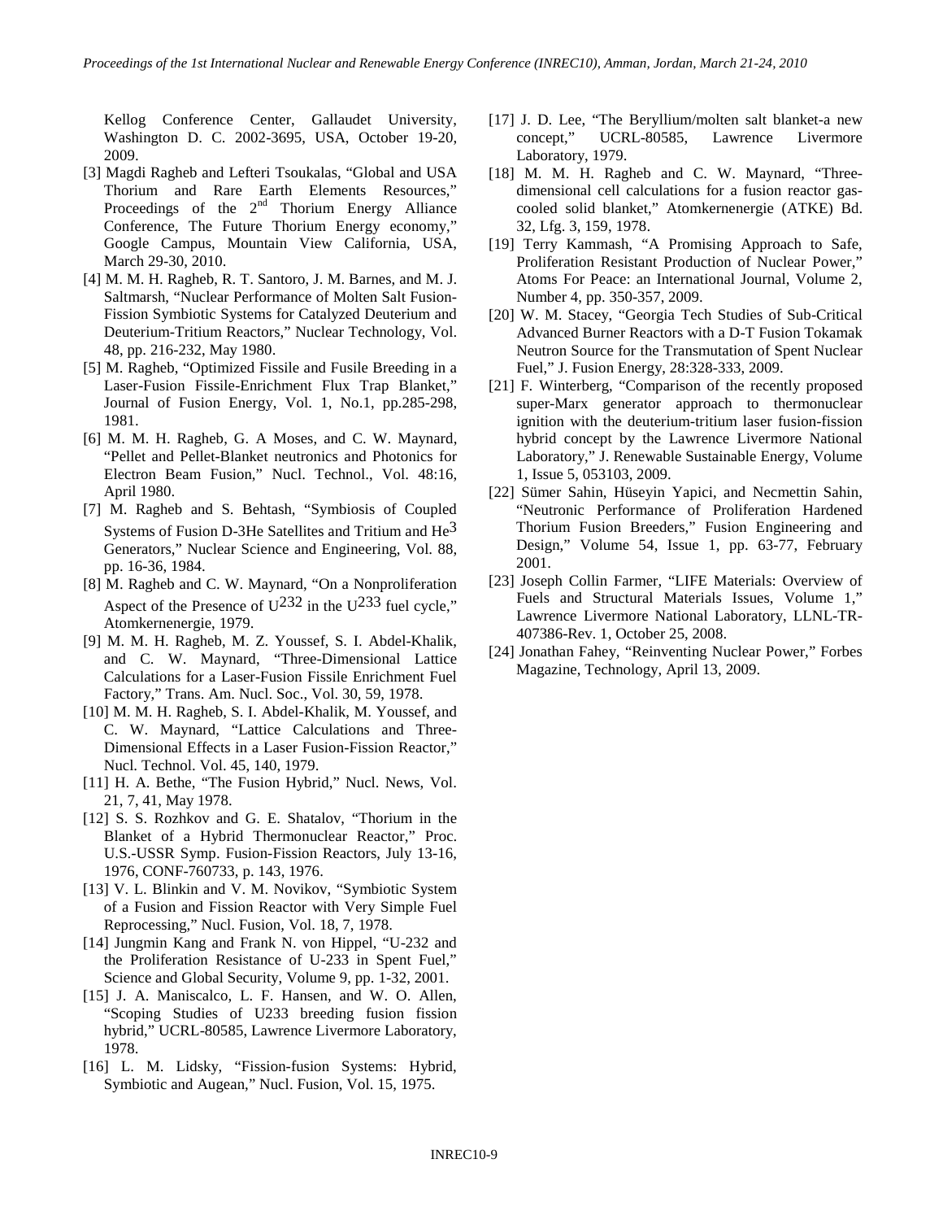Kellog Conference Center, Gallaudet University, Washington D. C. 2002-3695, USA, October 19-20, 2009.

[3] Magdi Ragheb and Lefteri Tsoukalas, "Global and USA Thorium and Rare Earth Elements Resources," Proceedings of the 2nd Thorium Energy Alliance Conference, The Future Thorium Energy economy," Google Campus, Mountain View California, USA, March 29-30, 2010.

[4] M. M. H. Ragheb, R. T. Santoro, J. M. Barnes, and M. J. Saltmarsh, "Nuclear Performance of Molten Salt Fusion-Fission Symbiotic Systems for Catalyzed Deuterium and Deuterium-Tritium Reactors," Nuclear Technology, Vol. 48, pp. 216-232, May 1980.

[5] M. Ragheb, "Optimized Fissile and Fusile Breeding in a Laser-Fusion Fissile-Enrichment Flux Trap Blanket," Journal of Fusion Energy, Vol. 1, No.1, pp.285-298, 1981.

[6] M. M. H. Ragheb, G. A Moses, and C. W. Maynard, "Pellet and Pellet-Blanket neutronics and Photonics for Electron Beam Fusion," Nucl. Technol., Vol. 48:16, April 1980.

[7] M. Ragheb and S. Behtash, "Symbiosis of Coupled Systems of Fusion D-3He Satellites and Tritium and $He^3$ Generators," Nuclear Science and Engineering, Vol. 88, pp. 16-36, 1984.

[8] M. Ragheb and C. W. Maynard, "On a Nonproliferation Aspect of the Presence of $U^{232}$ in the $U^{233}$ fuel cycle," Atomkernenergie, 1979.

[9] M. M. H. Ragheb, M. Z. Youssef, S. I. Abdel-Khalik, and C. W. Maynard, "Three-Dimensional Lattice Calculations for a Laser-Fusion Fissile Enrichment Fuel Factory," Trans. Am. Nucl. Soc., Vol. 30, 59, 1978.

[10] M. M. H. Ragheb, S. I. Abdel-Khalik, M. Youssef, and C. W. Maynard, "Lattice Calculations and Three-Dimensional Effects in a Laser Fusion-Fission Reactor," Nucl. Technol. Vol. 45, 140, 1979.

[11] H. A. Bethe, "The Fusion Hybrid," Nucl. News, Vol. 21, 7, 41, May 1978.

[12] S. S. Rozhkov and G. E. Shatalov, "Thorium in the Blanket of a Hybrid Thermonuclear Reactor," Proc. U.S.-USSR Symp. Fusion-Fission Reactors, July 13-16, 1976, CONF-760733, p. 143, 1976.

[13] V. L. Blinkin and V. M. Novikov, "Symbiotic System of a Fusion and Fission Reactor with Very Simple Fuel Reprocessing," Nucl. Fusion, Vol. 18, 7, 1978.

[14] Jungmin Kang and Frank N. von Hippel, "U-232 and the Proliferation Resistance of U-233 in Spent Fuel," Science and Global Security, Volume 9, pp. 1-32, 2001.

[15] J. A. Maniscalco, L. F. Hansen, and W. O. Allen, "Scoping Studies of U233 breeding fusion fission hybrid," UCRL-80585, Lawrence Livermore Laboratory, 1978.

[16] L. M. Lidsky, "Fission-fusion Systems: Hybrid, Symbiotic and Augean," Nucl. Fusion, Vol. 15, 1975.

[17] J. D. Lee, "The Beryllium/molten salt blanket-a new concept," UCRL-80585, Lawrence Livermore Laboratory, 1979.

[18] M. M. H. Ragheb and C. W. Maynard, "Three-dimensional cell calculations for a fusion reactor gas-cooled solid blanket," Atomkernenergie (ATKE) Bd. 32, Lfg. 3, 159, 1978.

[19] Terry Kammash, "A Promising Approach to Safe, Proliferation Resistant Production of Nuclear Power," Atoms For Peace: an International Journal, Volume 2, Number 4, pp. 350-357, 2009.

[20] W. M. Stacey, "Georgia Tech Studies of Sub-Critical Advanced Burner Reactors with a D-T Fusion Tokamak Neutron Source for the Transmutation of Spent Nuclear Fuel," J. Fusion Energy, 28:328-333, 2009.

[21] F. Winterberg, "Comparison of the recently proposed super-Marx generator approach to thermonuclear ignition with the deuterium-tritium laser fusion-fission hybrid concept by the Lawrence Livermore National Laboratory," J. Renewable Sustainable Energy, Volume 1, Issue 5, 053103, 2009.

[22] Sümer Sahin, Hüseyin Yapici, and Necmettin Sahin, "Neutronic Performance of Proliferation Hardened Thorium Fusion Breeders," Fusion Engineering and Design," Volume 54, Issue 1, pp. 63-77, February 2001.

[23] Joseph Collin Farmer, "LIFE Materials: Overview of Fuels and Structural Materials Issues, Volume 1," Lawrence Livermore National Laboratory, LLNL-TR-407386-Rev. 1, October 25, 2008.

[24] Jonathan Fahey, "Reinventing Nuclear Power," Forbes Magazine, Technology, April 13, 2009.